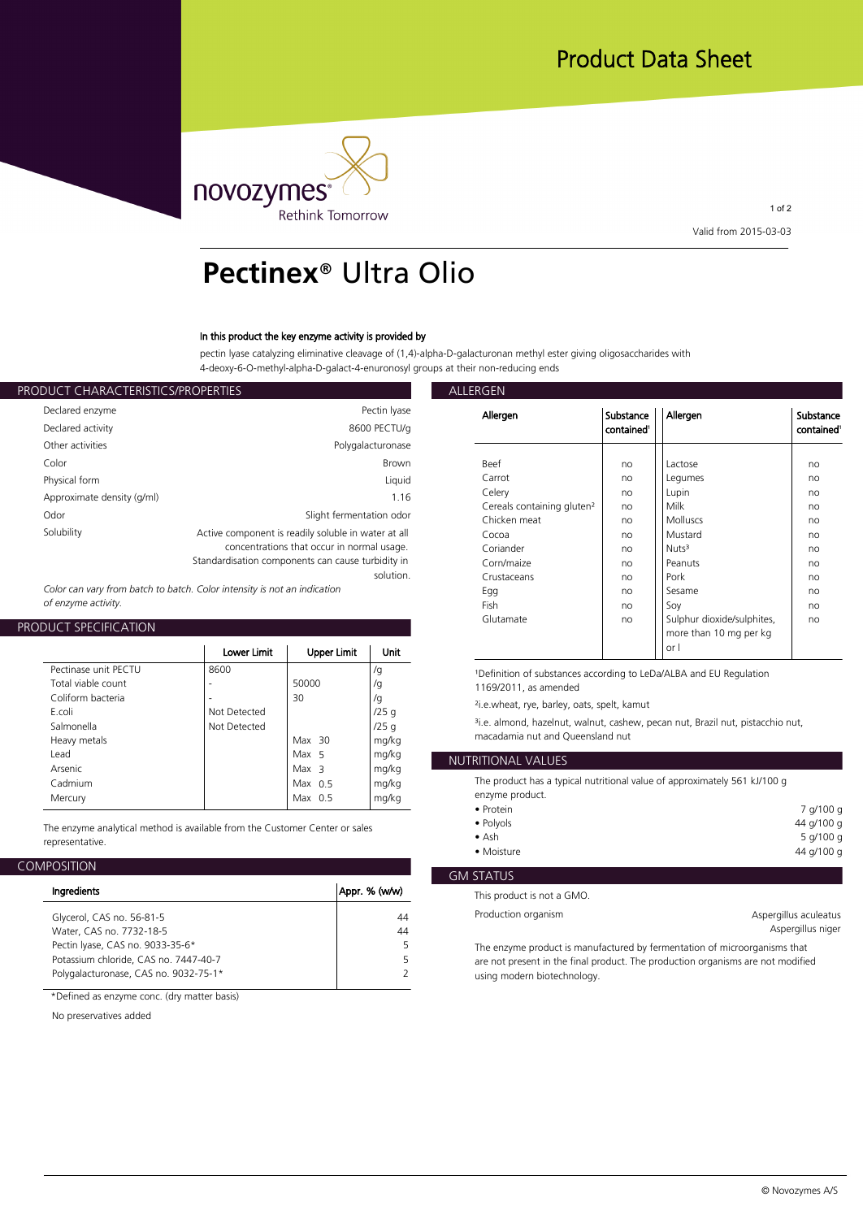Product Data Sheet

novozymes® Rethink Tomorrow

Valid from 2015-03-03

# Pectinex® Ultra Olio

**In this product the key enzyme activity is provided by**

pectin lyase catalyzing eliminative cleavage of (1,4)-alpha-D-galacturonan methyl ester giving oligosaccharides with 4-deoxy-6-O-methyl-alpha-D-galact-4-enuronosyl groups at their non-reducing ends

## PRODUCT CHARACTERISTICS/PROPERTIES

| | |
|---|---|
| Declared enzyme | Pectin lyase |
| Declared activity | 8600 PECTU/g |
| Other activities | Polygalacturonase |
| Color | Brown |
| Physical form | Liquid |
| Approximate density (g/ml) | 1.16 |
| Odor | Slight fermentation odor |
| Solubility | Active component is readily soluble in water at all concentrations that occur in normal usage. Standardisation components can cause turbidity in solution. |

*Color can vary from batch to batch. Color intensity is not an indication of enzyme activity.*

## PRODUCT SPECIFICATION

| | Lower Limit | Upper Limit | Unit |
|---|---|---|---|
| Pectinase unit PECTU | 8600 | | /g |
| Total viable count | - | 50000 | /g |
| Coliform bacteria | - | 30 | /g |
| E.coli | Not Detected | | /25 g |
| Salmonella | Not Detected | | /25 g |
| Heavy metals | | Max 30 | mg/kg |
| Lead | | Max 5 | mg/kg |
| Arsenic | | Max 3 | mg/kg |
| Cadmium | | Max 0.5 | mg/kg |
| Mercury | | Max 0.5 | mg/kg |

The enzyme analytical method is available from the Customer Center or sales representative.

## COMPOSITION

| Ingredients | Appr. % (w/w) |
|---|---|
| Glycerol, CAS no. 56-81-5 | 44 |
| Water, CAS no. 7732-18-5 | 44 |
| Pectin lyase, CAS no. 9033-35-6* | 5 |
| Potassium chloride, CAS no. 7447-40-7 | 5 |
| Polygalacturonase, CAS no. 9032-75-1* | 2 |

*Defined as enzyme conc. (dry matter basis)

No preservatives added

## ALLERGEN

| Allergen | Substance contained[1] | Allergen | Substance contained[1] |
|---|---|---|---|
| Beef | no | Lactose | no |
| Carrot | no | Legumes | no |
| Celery | no | Lupin | no |
| Cereals containing gluten[2] | no | Milk | no |
| Chicken meat | no | Molluscs | no |
| Cocoa | no | Mustard | no |
| Coriander | no | Nuts[3] | no |
| Corn/maize | no | Peanuts | no |
| Crustaceans | no | Pork | no |
| Egg | no | Sesame | no |
| Fish | no | Soy | no |
| Glutamate | no | Sulphur dioxide/sulphites, more than 10 mg per kg or l | no |

[1]Definition of substances according to LeDa/ALBA and EU Regulation 1169/2011, as amended

[2]i.e.wheat, rye, barley, oats, spelt, kamut

[3]i.e. almond, hazelnut, walnut, cashew, pecan nut, Brazil nut, pistachio nut, macadamia nut and Queensland nut

## NUTRITIONAL VALUES

The product has a typical nutritional value of approximately 561 kJ/100 g enzyme product.

- Protein: 7 g/100 g
- Polyols: 44 g/100 g
- Ash: 5 g/100 g
- Moisture: 44 g/100 g

## GM STATUS

This product is not a GMO.

Production organism: Aspergillus aculeatus, Aspergillus niger

The enzyme product is manufactured by fermentation of microorganisms that are not present in the final product. The production organisms are not modified using modern biotechnology.

© Novozymes A/S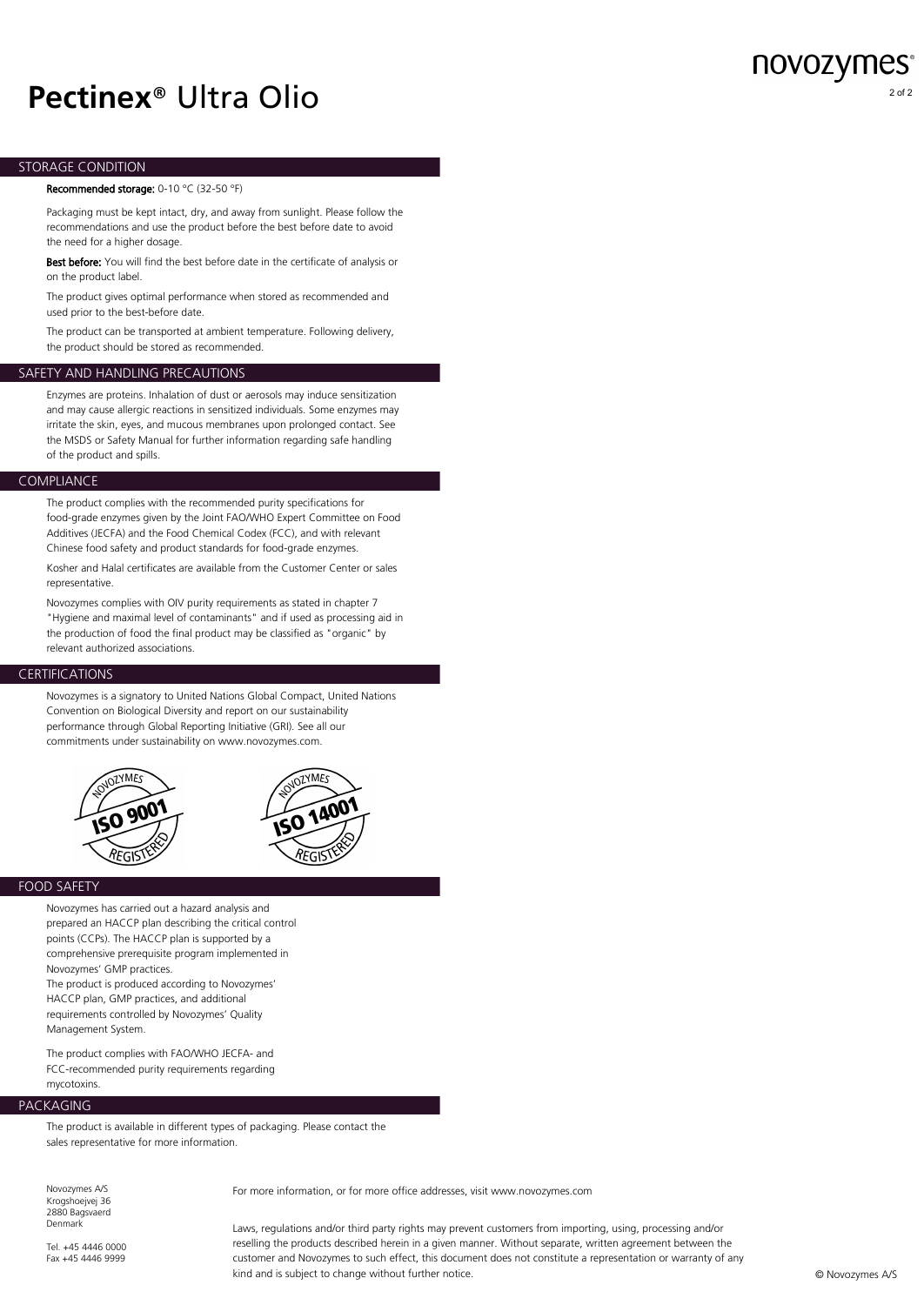# **Pectinex**® Ultra Olio

## STORAGE CONDITION

**Recommended storage:** 0-10 °C (32-50 °F)

Packaging must be kept intact, dry, and away from sunlight. Please follow the recommendations and use the product before the best before date to avoid the need for a higher dosage.

**Best before:** You will find the best before date in the certificate of analysis or on the product label.

The product gives optimal performance when stored as recommended and used prior to the best-before date.

The product can be transported at ambient temperature. Following delivery, the product should be stored as recommended.

## SAFETY AND HANDLING PRECAUTIONS

Enzymes are proteins. Inhalation of dust or aerosols may induce sensitization and may cause allergic reactions in sensitized individuals. Some enzymes may irritate the skin, eyes, and mucous membranes upon prolonged contact. See the MSDS or Safety Manual for further information regarding safe handling of the product and spills.

## COMPLIANCE

The product complies with the recommended purity specifications for food-grade enzymes given by the Joint FAO/WHO Expert Committee on Food Additives (JECFA) and the Food Chemical Codex (FCC), and with relevant Chinese food safety and product standards for food-grade enzymes.

Kosher and Halal certificates are available from the Customer Center or sales representative.

Novozymes complies with OIV purity requirements as stated in chapter 7 "Hygiene and maximal level of contaminants" and if used as processing aid in the production of food the final product may be classified as "organic" by relevant authorized associations.

## CERTIFICATIONS

Novozymes is a signatory to United Nations Global Compact, United Nations Convention on Biological Diversity and report on our sustainability performance through Global Reporting Initiative (GRI). See all our commitments under sustainability on www.novozymes.com.

NOVOZYMES ISO 9001 REGISTERED

NOVOZYMES ISO 14001 REGISTERED

## FOOD SAFETY

Novozymes has carried out a hazard analysis and prepared an HACCP plan describing the critical control points (CCPs). The HACCP plan is supported by a comprehensive prerequisite program implemented in Novozymes' GMP practices.
The product is produced according to Novozymes' HACCP plan, GMP practices, and additional requirements controlled by Novozymes' Quality Management System.

The product complies with FAO/WHO JECFA- and FCC-recommended purity requirements regarding mycotoxins.

## PACKAGING

The product is available in different types of packaging. Please contact the sales representative for more information.

Novozymes A/S
Krogshoejvej 36
2880 Bagsvaerd
Denmark

Tel. +45 4446 0000
Fax +45 4446 9999

For more information, or for more office addresses, visit www.novozymes.com

Laws, regulations and/or third party rights may prevent customers from importing, using, processing and/or reselling the products described herein in a given manner. Without separate, written agreement between the customer and Novozymes to such effect, this document does not constitute a representation or warranty of any kind and is subject to change without further notice.

© Novozymes A/S